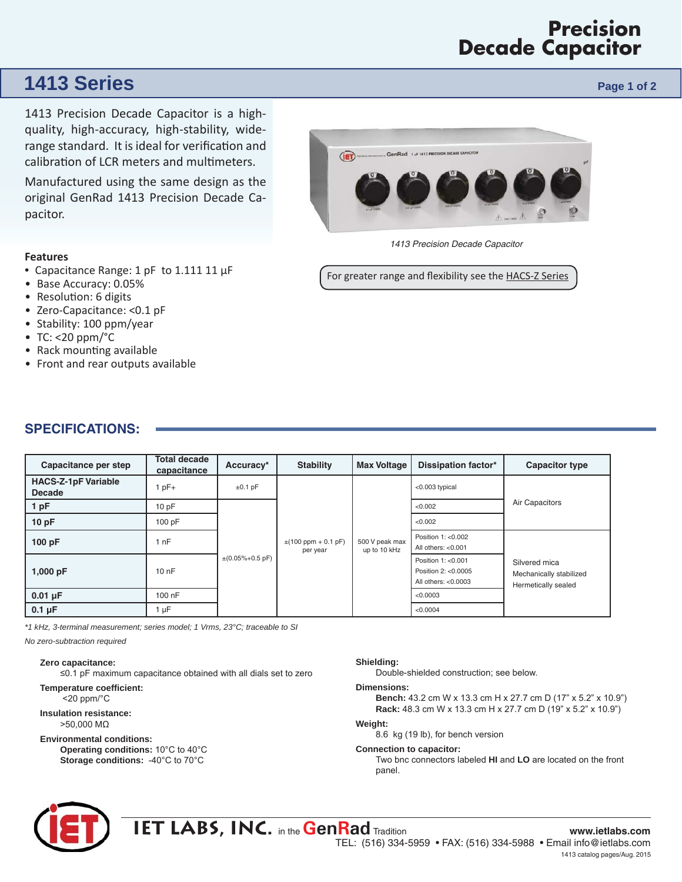# Precision Decade Capacitor

## 1413 Series

1413 Precision Decade Capacitor is a high-quality, high-accuracy, high-stability, wide-range standard. It is ideal for verification and calibration of LCR meters and multimeters.

Manufactured using the same design as the original GenRad 1413 Precision Decade Capacitor.

*1413 Precision Decade Capacitor*

For greater range and flexibility see the HACS-Z Series

### Features

- Capacitance Range: 1 pF to 1.111 11 µF
- Base Accuracy: 0.05%
- Resolution: 6 digits
- Zero-Capacitance: <0.1 pF
- Stability: 100 ppm/year
- TC: <20 ppm/°C
- Rack mounting available
- Front and rear outputs available

## SPECIFICATIONS:

| Capacitance per step | Total decade capacitance | Accuracy* | Stability | Max Voltage | Dissipation factor* | Capacitor type |
|---|---|---|---|---|---|---|
| **HACS-Z-1pF Variable Decade** | 1 pF+ | ±0.1 pF | ±(100 ppm + 0.1 pF) per year | 500 V peak max up to 10 kHz | <0.003 typical | Air Capacitors |
| **1 pF** | 10 pF | ±(0.05%+0.5 pF) | | | <0.002 | |
| **10 pF** | 100 pF | | | | <0.002 | |
| **100 pF** | 1 nF | | | | Position 1: <0.002<br>All others: <0.001 | Silvered mica<br>Mechanically stabilized<br>Hermetically sealed |
| **1,000 pF** | 10 nF | | | | Position 1: <0.001<br>Position 2: <0.0005<br>All others: <0.0003 | |
| **0.01 µF** | 100 nF | | | | <0.0003 | |
| **0.1 µF** | 1 µF | | | | <0.0004 | |

*\*1 kHz, 3-terminal measurement; series model; 1 Vrms, 23°C; traceable to SI*

*No zero-subtraction required*

**Zero capacitance:**
≤0.1 pF maximum capacitance obtained with all dials set to zero

**Temperature coefficient:**
<20 ppm/°C

**Insulation resistance:**
>50,000 MΩ

**Environmental conditions:**
**Operating conditions:** 10°C to 40°C
**Storage conditions:** -40°C to 70°C

**Shielding:**
Double-shielded construction; see below.

**Dimensions:**
**Bench:** 43.2 cm W x 13.3 cm H x 27.7 cm D (17" x 5.2" x 10.9")
**Rack:** 48.3 cm W x 13.3 cm H x 27.7 cm D (19" x 5.2" x 10.9")

**Weight:**
8.6 kg (19 lb), for bench version

**Connection to capacitor:**
Two bnc connectors labeled **HI** and **LO** are located on the front panel.

IET LABS, INC. in the GenRad Tradition

www.ietlabs.com
TEL: (516) 334-5959 • FAX: (516) 334-5988 • Email info@ietlabs.com
1413 catalog pages/Aug. 2015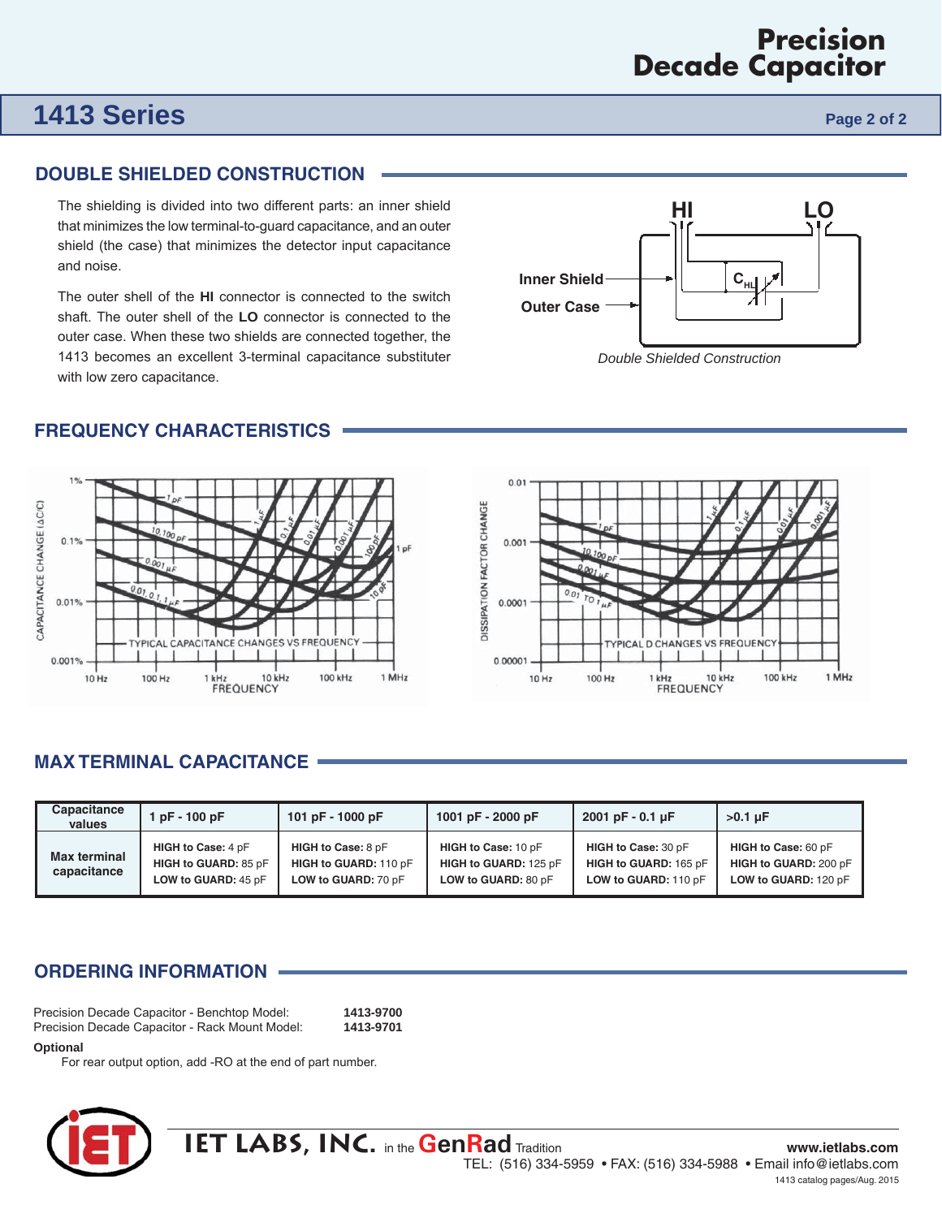## DOUBLE SHIELDED CONSTRUCTION

The shielding is divided into two different parts: an inner shield that minimizes the low terminal-to-guard capacitance, and an outer shield (the case) that minimizes the detector input capacitance and noise.

The outer shell of the **HI** connector is connected to the switch shaft. The outer shell of the **LO** connector is connected to the outer case. When these two shields are connected together, the 1413 becomes an excellent 3-terminal capacitance substituter with low zero capacitance.

HI
LO
Inner Shield
Outer Case
$C_{HL}$

*Double Shielded Construction*

## FREQUENCY CHARACTERISTICS

CAPACITANCE CHANGE (ΔC/C)
1%
0.1%
0.01%
0.001%
1 pF
10, 100 pF
0.001 μF
0.01, 0.1, 1 μF
1 μF
0.1 μF
0.01 μF
0.001 μF
100 pF
1 pF
10 pF
TYPICAL CAPACITANCE CHANGES VS FREQUENCY
10 Hz
100 Hz
1 kHz
10 kHz
100 kHz
1 MHz
FREQUENCY

DISSIPATION FACTOR CHANGE
0.01
0.001
0.0001
0.00001
1 pF
10, 100 pF
0.001 μF
0.01 TO 1 μF
1 μF
0.1 μF
0.01 μF
0.001 μF
TYPICAL D CHANGES VS FREQUENCY
10 Hz
100 Hz
1 kHz
10 kHz
100 kHz
1 MHz
FREQUENCY

## MAX TERMINAL CAPACITANCE

| Capacitance values | 1 pF - 100 pF | 101 pF - 1000 pF | 1001 pF - 2000 pF | 2001 pF - 0.1 μF | >0.1 μF |
|---|---|---|---|---|---|
| **Max terminal capacitance** | **HIGH to Case:** 4 pF<br>**HIGH to GUARD:** 85 pF<br>**LOW to GUARD:** 45 pF | **HIGH to Case:** 8 pF<br>**HIGH to GUARD:** 110 pF<br>**LOW to GUARD:** 70 pF | **HIGH to Case:** 10 pF<br>**HIGH to GUARD:** 125 pF<br>**LOW to GUARD:** 80 pF | **HIGH to Case:** 30 pF<br>**HIGH to GUARD:** 165 pF<br>**LOW to GUARD:** 110 pF | **HIGH to Case:** 60 pF<br>**HIGH to GUARD:** 200 pF<br>**LOW to GUARD:** 120 pF |

## ORDERING INFORMATION

| | |
|---|---|
| Precision Decade Capacitor - Benchtop Model: | **1413-9700** |
| Precision Decade Capacitor - Rack Mount Model: | **1413-9701** |

**Optional**

For rear output option, add -RO at the end of part number.

IET LABS, INC. in the GenRad Tradition

**www.ietlabs.com**

TEL: (516) 334-5959 • FAX: (516) 334-5988 • Email info@ietlabs.com

1413 catalog pages/Aug. 2015